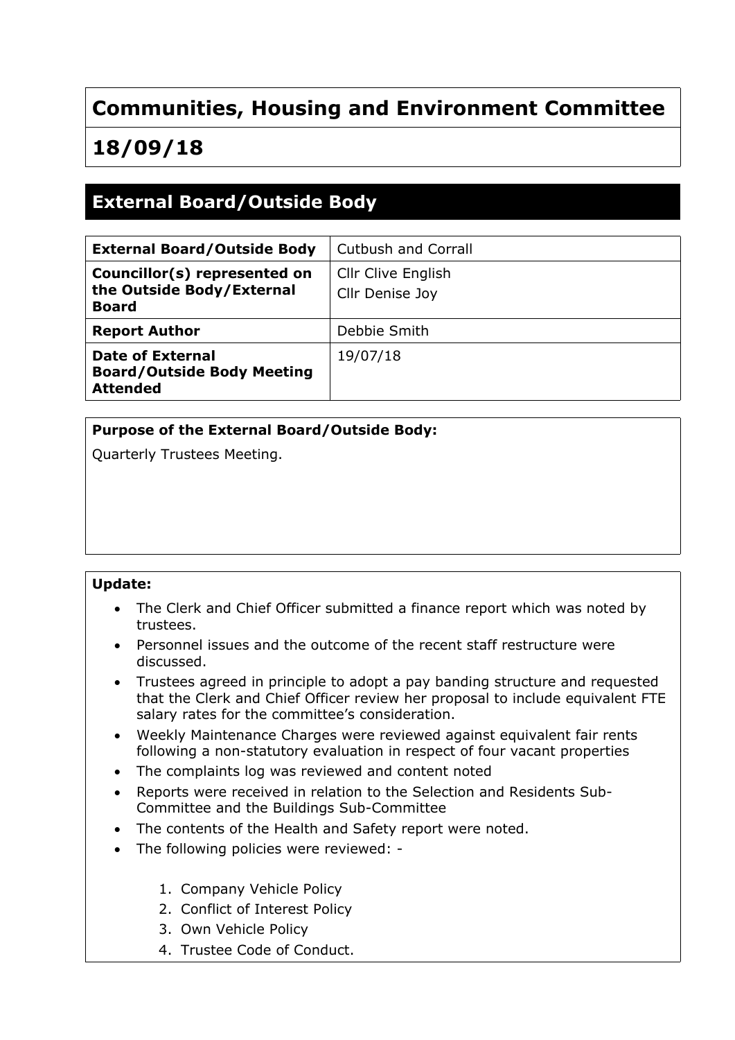# Communities, Housing and Environment Committee

## 18/09/18

## External Board/Outside Body

| **External Board/Outside Body** | Cutbush and Corrall |
|---|---|
| **Councillor(s) represented on the Outside Body/External Board** | Cllr Clive English<br>Cllr Denise Joy |
| **Report Author** | Debbie Smith |
| **Date of External Board/Outside Body Meeting Attended** | 19/07/18 |

**Purpose of the External Board/Outside Body:**

Quarterly Trustees Meeting.

**Update:**

- The Clerk and Chief Officer submitted a finance report which was noted by trustees.
- Personnel issues and the outcome of the recent staff restructure were discussed.
- Trustees agreed in principle to adopt a pay banding structure and requested that the Clerk and Chief Officer review her proposal to include equivalent FTE salary rates for the committee's consideration.
- Weekly Maintenance Charges were reviewed against equivalent fair rents following a non-statutory evaluation in respect of four vacant properties
- The complaints log was reviewed and content noted
- Reports were received in relation to the Selection and Residents Sub-Committee and the Buildings Sub-Committee
- The contents of the Health and Safety report were noted.
- The following policies were reviewed: -

  1. Company Vehicle Policy
  2. Conflict of Interest Policy
  3. Own Vehicle Policy
  4. Trustee Code of Conduct.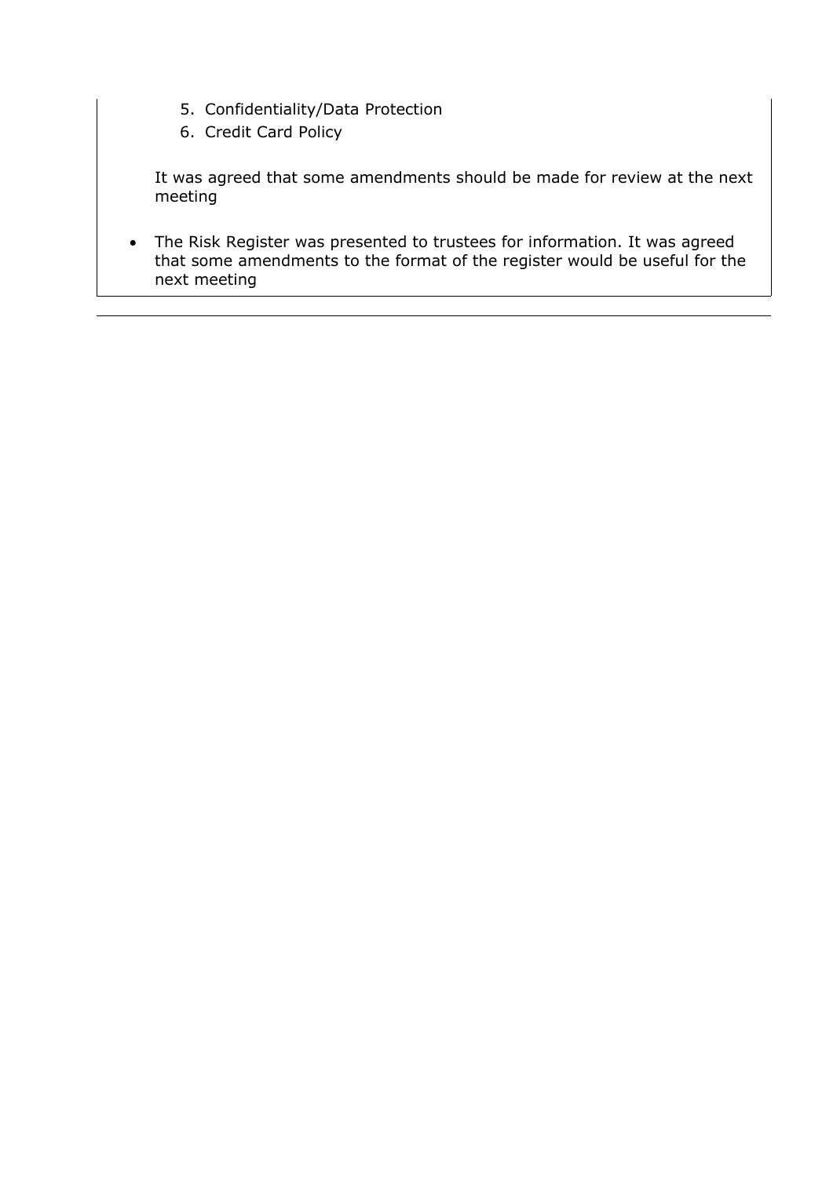5. Confidentiality/Data Protection
6. Credit Card Policy

It was agreed that some amendments should be made for review at the next meeting

- The Risk Register was presented to trustees for information. It was agreed that some amendments to the format of the register would be useful for the next meeting